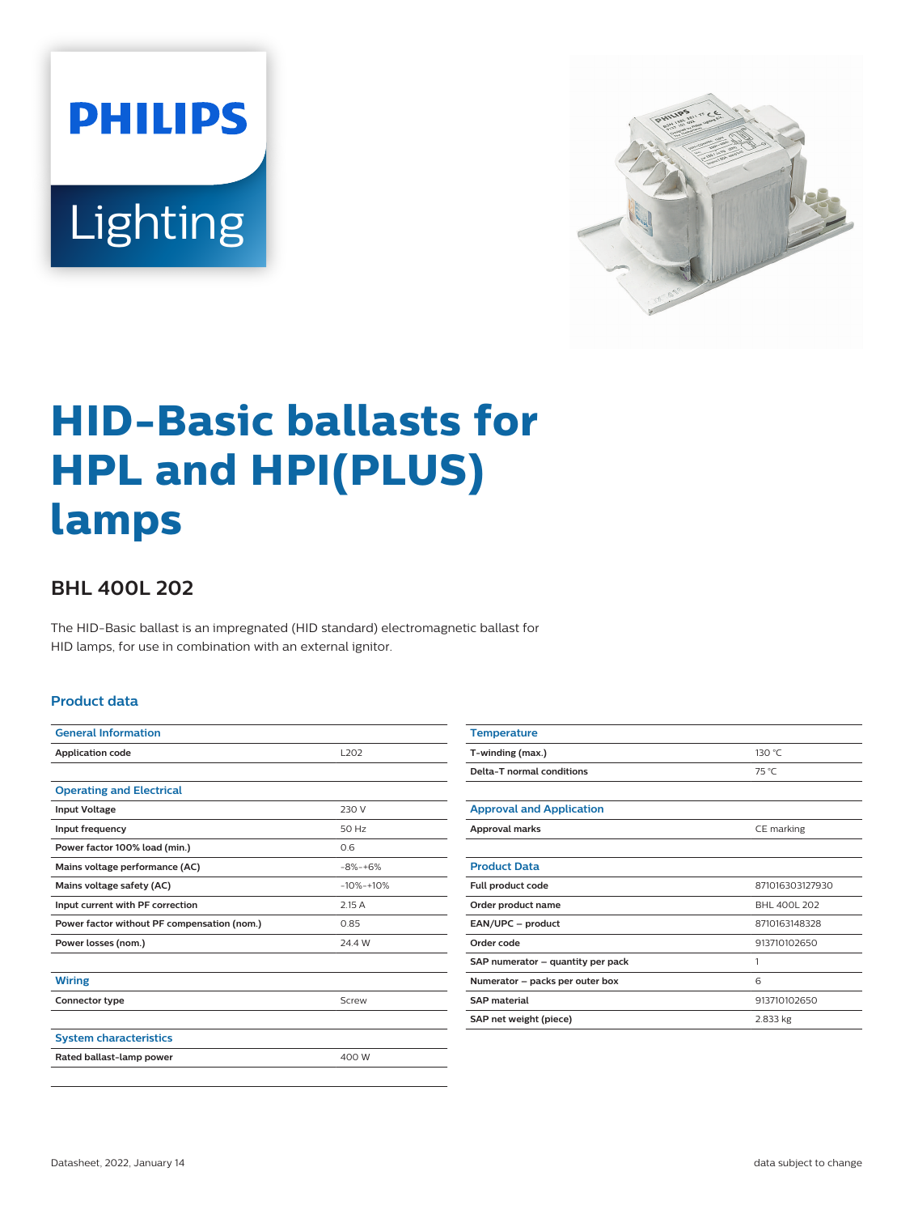# HID-Basic ballasts for HPL and HPI(PLUS) lamps

## BHL 400L 202

The HID-Basic ballast is an impregnated (HID standard) electromagnetic ballast for HID lamps, for use in combination with an external ignitor.

### Product data

| General Information | |
|---|---|
| Application code | L202 |

| Operating and Electrical | |
|---|---|
| Input Voltage | 230 V |
| Input frequency | 50 Hz |
| Power factor 100% load (min.) | 0.6 |
| Mains voltage performance (AC) | -8%-+6% |
| Mains voltage safety (AC) | -10%-+10% |
| Input current with PF correction | 2.15 A |
| Power factor without PF compensation (nom.) | 0.85 |
| Power losses (nom.) | 24.4 W |

| Wiring | |
|---|---|
| Connector type | Screw |

| System characteristics | |
|---|---|
| Rated ballast-lamp power | 400 W |

| Temperature | |
|---|---|
| T-winding (max.) | 130 °C |
| Delta-T normal conditions | 75 °C |

| Approval and Application | |
|---|---|
| Approval marks | CE marking |

| Product Data | |
|---|---|
| Full product code | 871016303127930 |
| Order product name | BHL 400L 202 |
| EAN/UPC – product | 8710163148328 |
| Order code | 913710102650 |
| SAP numerator – quantity per pack | 1 |
| Numerator – packs per outer box | 6 |
| SAP material | 913710102650 |
| SAP net weight (piece) | 2.833 kg |

Datasheet, 2022, January 14

data subject to change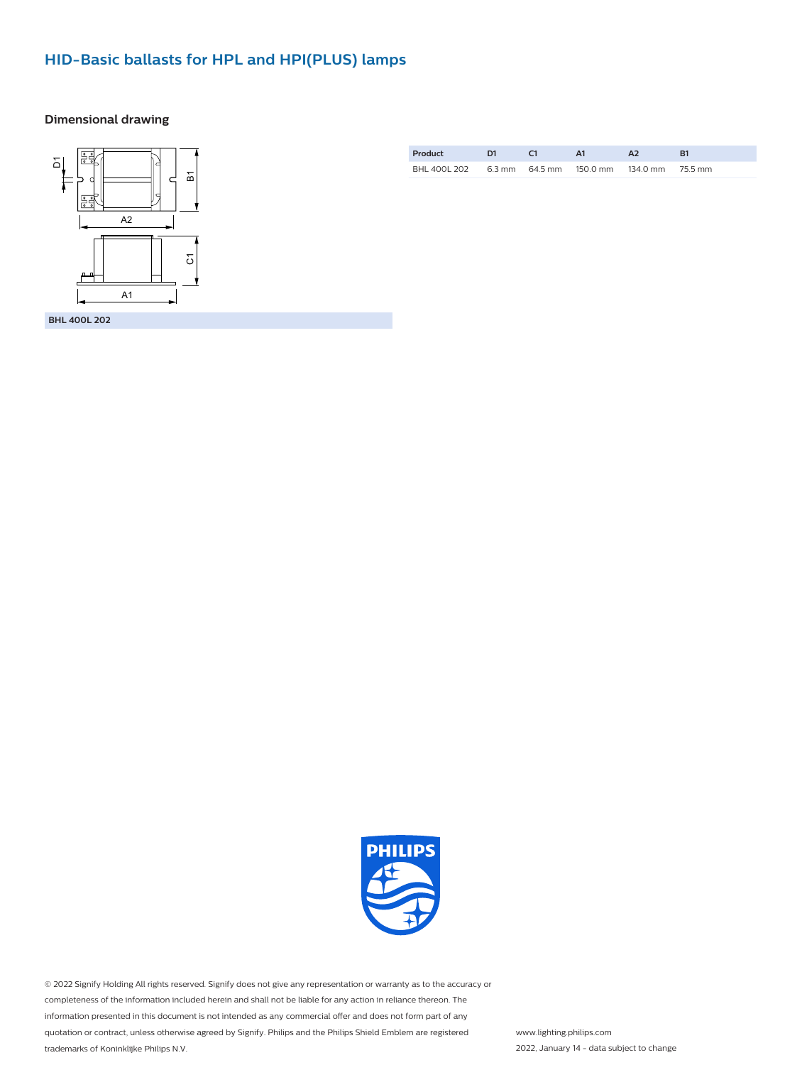# HID-Basic ballasts for HPL and HPI(PLUS) lamps

## Dimensional drawing

D1

B1

A2

C1

A1

**BHL 400L 202**

| Product | D1 | C1 | A1 | A2 | B1 |
|---|---|---|---|---|---|
| BHL 400L 202 | 6.3 mm | 64.5 mm | 150.0 mm | 134.0 mm | 75.5 mm |

© 2022 Signify Holding All rights reserved. Signify does not give any representation or warranty as to the accuracy or completeness of the information included herein and shall not be liable for any action in reliance thereon. The information presented in this document is not intended as any commercial offer and does not form part of any quotation or contract, unless otherwise agreed by Signify. Philips and the Philips Shield Emblem are registered trademarks of Koninklijke Philips N.V.

www.lighting.philips.com

2022, January 14 - data subject to change